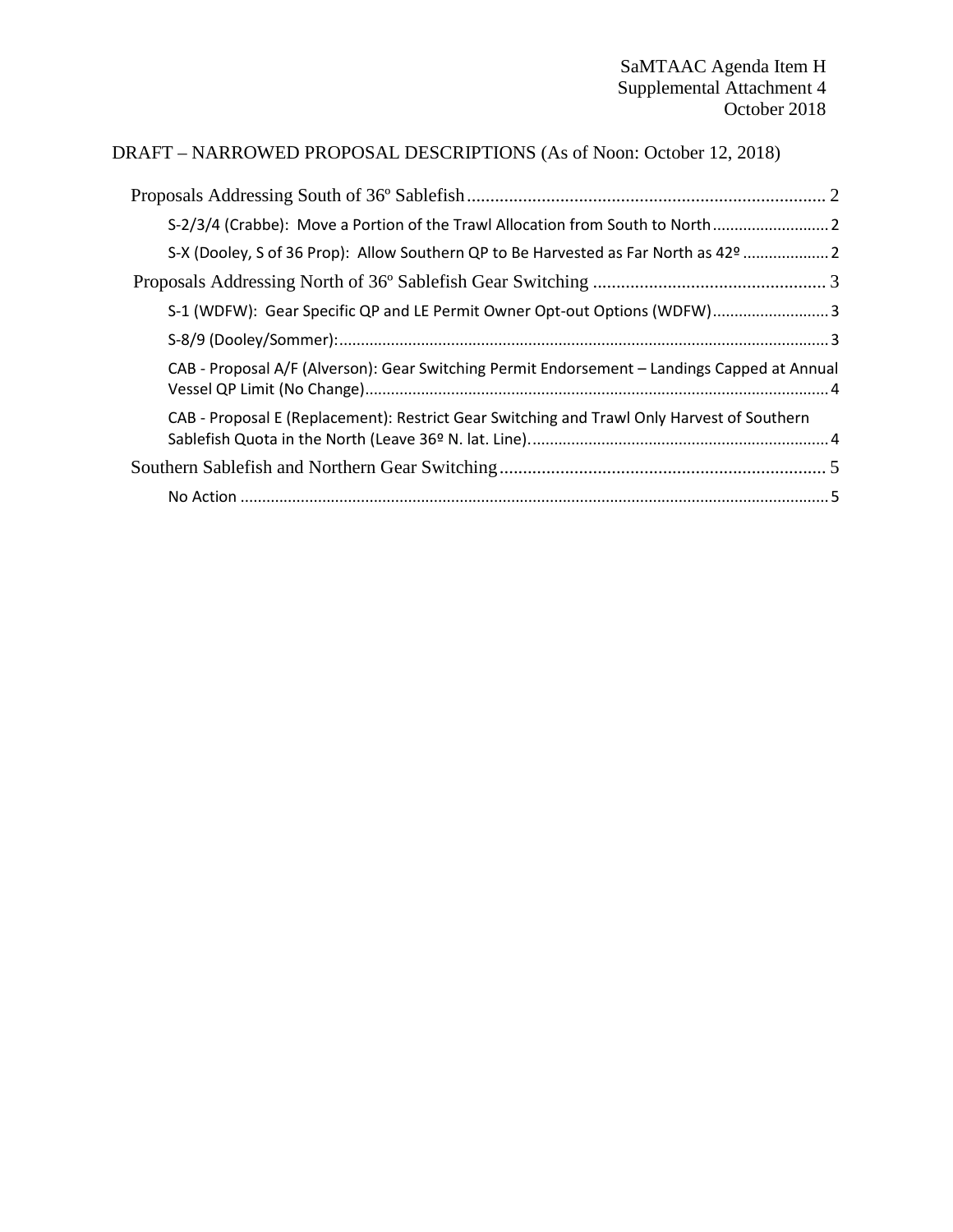SaMTAAC Agenda Item H
Supplemental Attachment 4
October 2018

DRAFT – NARROWED PROPOSAL DESCRIPTIONS (As of Noon: October 12, 2018)

- Proposals Addressing South of 36º Sablefish ... 2
  - S-2/3/4 (Crabbe): Move a Portion of the Trawl Allocation from South to North ... 2
  - S-X (Dooley, S of 36 Prop): Allow Southern QP to Be Harvested as Far North as 42º ... 2
- Proposals Addressing North of 36º Sablefish Gear Switching ... 3
  - S-1 (WDFW): Gear Specific QP and LE Permit Owner Opt-out Options (WDFW) ... 3
  - S-8/9 (Dooley/Sommer): ... 3
  - CAB - Proposal A/F (Alverson): Gear Switching Permit Endorsement – Landings Capped at Annual Vessel QP Limit (No Change) ... 4
  - CAB - Proposal E (Replacement): Restrict Gear Switching and Trawl Only Harvest of Southern Sablefish Quota in the North (Leave 36º N. lat. Line) ... 4
- Southern Sablefish and Northern Gear Switching ... 5
  - No Action ... 5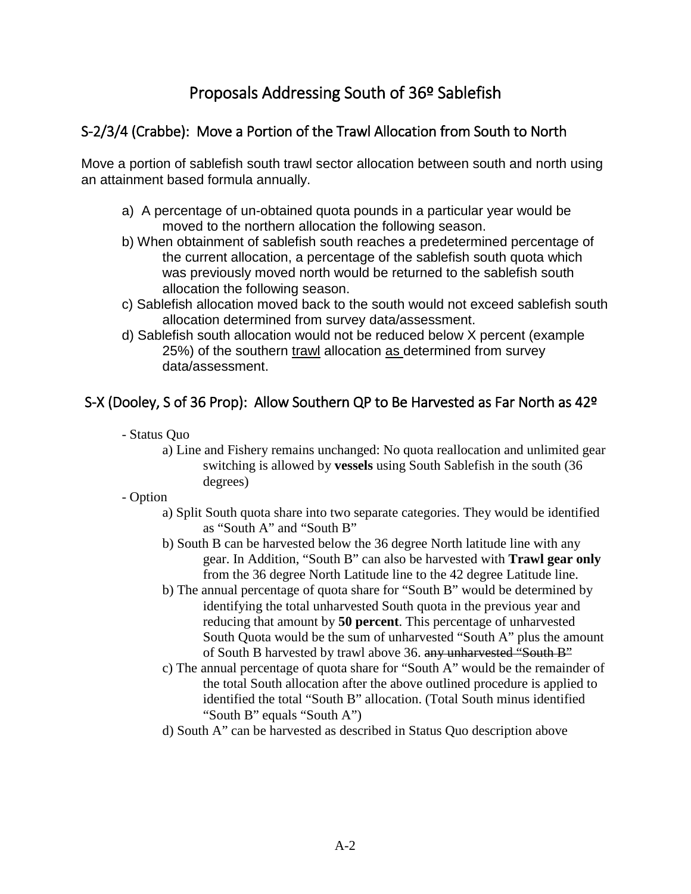# Proposals Addressing South of 36º Sablefish

## S-2/3/4 (Crabbe): Move a Portion of the Trawl Allocation from South to North

Move a portion of sablefish south trawl sector allocation between south and north using an attainment based formula annually.

a) A percentage of un-obtained quota pounds in a particular year would be moved to the northern allocation the following season.

b) When obtainment of sablefish south reaches a predetermined percentage of the current allocation, a percentage of the sablefish south quota which was previously moved north would be returned to the sablefish south allocation the following season.

c) Sablefish allocation moved back to the south would not exceed sablefish south allocation determined from survey data/assessment.

d) Sablefish south allocation would not be reduced below X percent (example 25%) of the southern <u>trawl</u> allocation <u>as</u> determined from survey data/assessment.

## S-X (Dooley, S of 36 Prop): Allow Southern QP to Be Harvested as Far North as 42º

- Status Quo
  - a) Line and Fishery remains unchanged: No quota reallocation and unlimited gear switching is allowed by **vessels** using South Sablefish in the south (36 degrees)
- Option
  - a) Split South quota share into two separate categories. They would be identified as "South A" and "South B"
  - b) South B can be harvested below the 36 degree North latitude line with any gear. In Addition, "South B" can also be harvested with **Trawl gear only** from the 36 degree North Latitude line to the 42 degree Latitude line.
  - b) The annual percentage of quota share for "South B" would be determined by identifying the total unharvested South quota in the previous year and reducing that amount by **50 percent**. This percentage of unharvested South Quota would be the sum of unharvested "South A" plus the amount of South B harvested by trawl above 36. ~~any unharvested "South B"~~
  - c) The annual percentage of quota share for "South A" would be the remainder of the total South allocation after the above outlined procedure is applied to identified the total "South B" allocation. (Total South minus identified "South B" equals "South A")
  - d) South A" can be harvested as described in Status Quo description above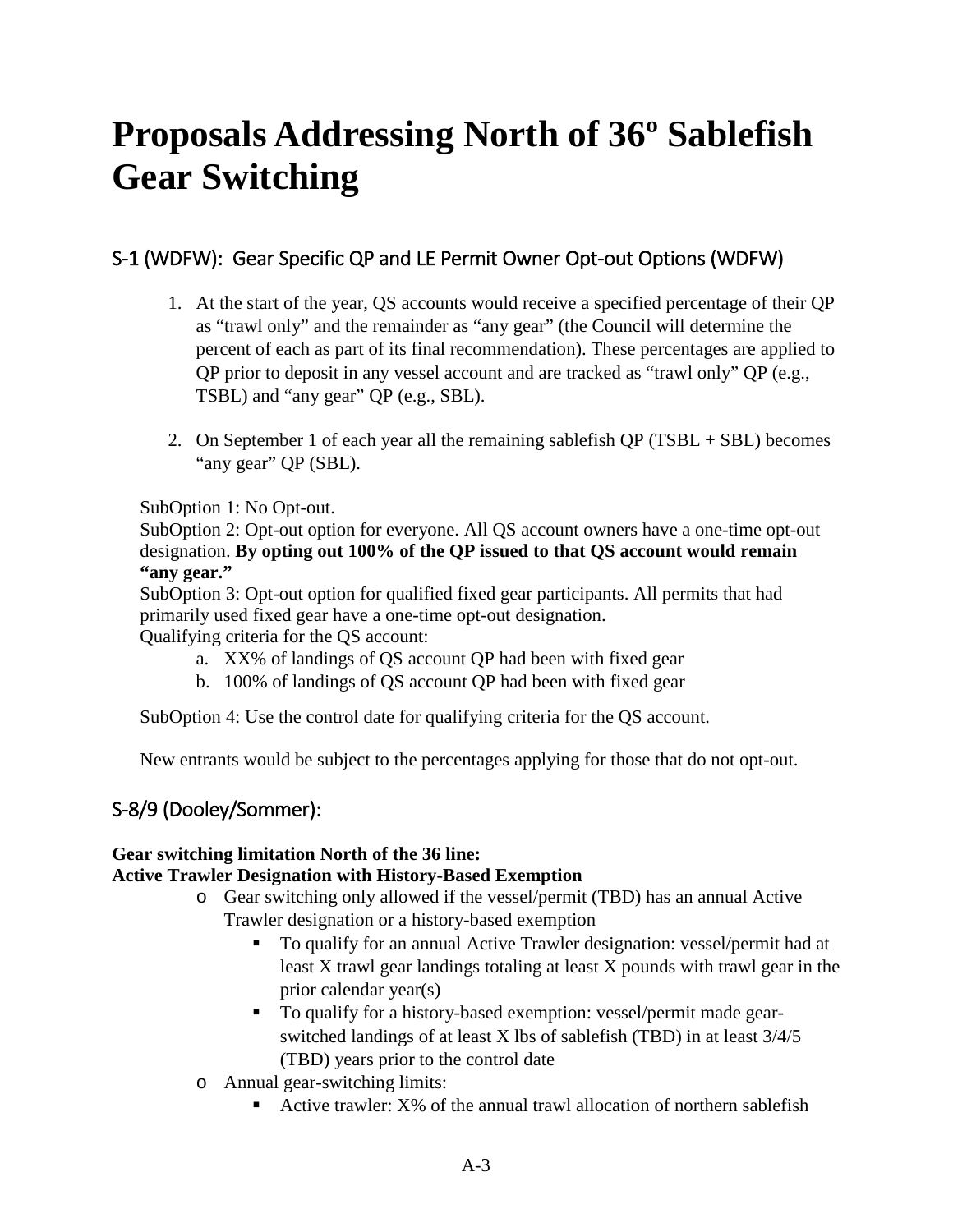# Proposals Addressing North of 36º Sablefish Gear Switching

## S-1 (WDFW): Gear Specific QP and LE Permit Owner Opt-out Options (WDFW)

1. At the start of the year, QS accounts would receive a specified percentage of their QP as "trawl only" and the remainder as "any gear" (the Council will determine the percent of each as part of its final recommendation). These percentages are applied to QP prior to deposit in any vessel account and are tracked as "trawl only" QP (e.g., TSBL) and "any gear" QP (e.g., SBL).

2. On September 1 of each year all the remaining sablefish QP (TSBL + SBL) becomes "any gear" QP (SBL).

SubOption 1: No Opt-out.
SubOption 2: Opt-out option for everyone. All QS account owners have a one-time opt-out designation. **By opting out 100% of the QP issued to that QS account would remain "any gear."**
SubOption 3: Opt-out option for qualified fixed gear participants. All permits that had primarily used fixed gear have a one-time opt-out designation.
Qualifying criteria for the QS account:

a. XX% of landings of QS account QP had been with fixed gear
b. 100% of landings of QS account QP had been with fixed gear

SubOption 4: Use the control date for qualifying criteria for the QS account.

New entrants would be subject to the percentages applying for those that do not opt-out.

## S-8/9 (Dooley/Sommer):

**Gear switching limitation North of the 36 line:**
**Active Trawler Designation with History-Based Exemption**

- Gear switching only allowed if the vessel/permit (TBD) has an annual Active Trawler designation or a history-based exemption
  - To qualify for an annual Active Trawler designation: vessel/permit had at least X trawl gear landings totaling at least X pounds with trawl gear in the prior calendar year(s)
  - To qualify for a history-based exemption: vessel/permit made gear-switched landings of at least X lbs of sablefish (TBD) in at least 3/4/5 (TBD) years prior to the control date
- Annual gear-switching limits:
  - Active trawler: X% of the annual trawl allocation of northern sablefish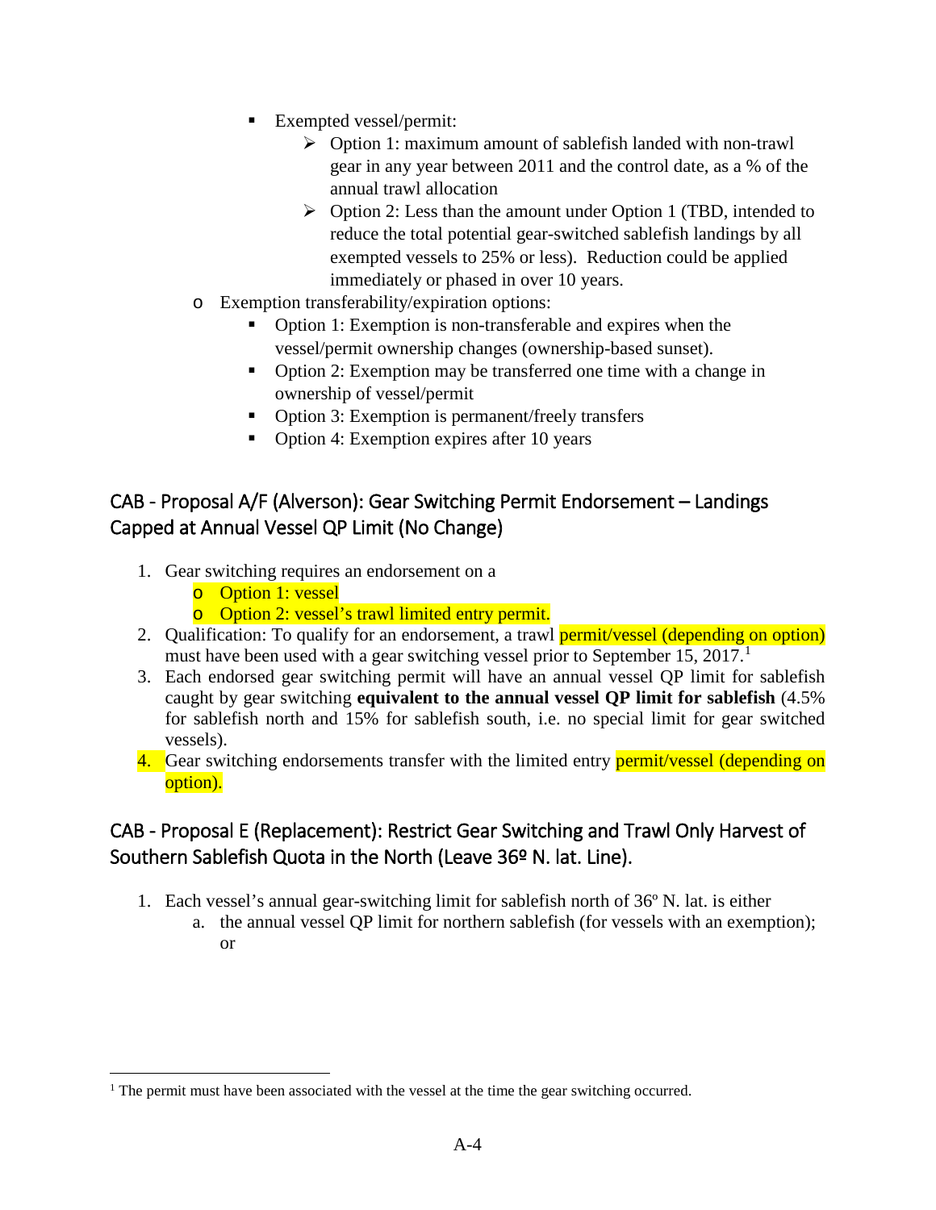- Exempted vessel/permit:
  - Option 1: maximum amount of sablefish landed with non-trawl gear in any year between 2011 and the control date, as a % of the annual trawl allocation
  - Option 2: Less than the amount under Option 1 (TBD, intended to reduce the total potential gear-switched sablefish landings by all exempted vessels to 25% or less). Reduction could be applied immediately or phased in over 10 years.
- Exemption transferability/expiration options:
  - Option 1: Exemption is non-transferable and expires when the vessel/permit ownership changes (ownership-based sunset).
  - Option 2: Exemption may be transferred one time with a change in ownership of vessel/permit
  - Option 3: Exemption is permanent/freely transfers
  - Option 4: Exemption expires after 10 years

## CAB - Proposal A/F (Alverson): Gear Switching Permit Endorsement – Landings Capped at Annual Vessel QP Limit (No Change)

1. Gear switching requires an endorsement on a
   - Option 1: vessel
   - Option 2: vessel's trawl limited entry permit.
2. Qualification: To qualify for an endorsement, a trawl permit/vessel (depending on option) must have been used with a gear switching vessel prior to September 15, 2017.[1]
3. Each endorsed gear switching permit will have an annual vessel QP limit for sablefish caught by gear switching **equivalent to the annual vessel QP limit for sablefish** (4.5% for sablefish north and 15% for sablefish south, i.e. no special limit for gear switched vessels).
4. Gear switching endorsements transfer with the limited entry permit/vessel (depending on option).

## CAB - Proposal E (Replacement): Restrict Gear Switching and Trawl Only Harvest of Southern Sablefish Quota in the North (Leave 36º N. lat. Line).

1. Each vessel's annual gear-switching limit for sablefish north of 36º N. lat. is either
   a. the annual vessel QP limit for northern sablefish (for vessels with an exemption); or

[1] The permit must have been associated with the vessel at the time the gear switching occurred.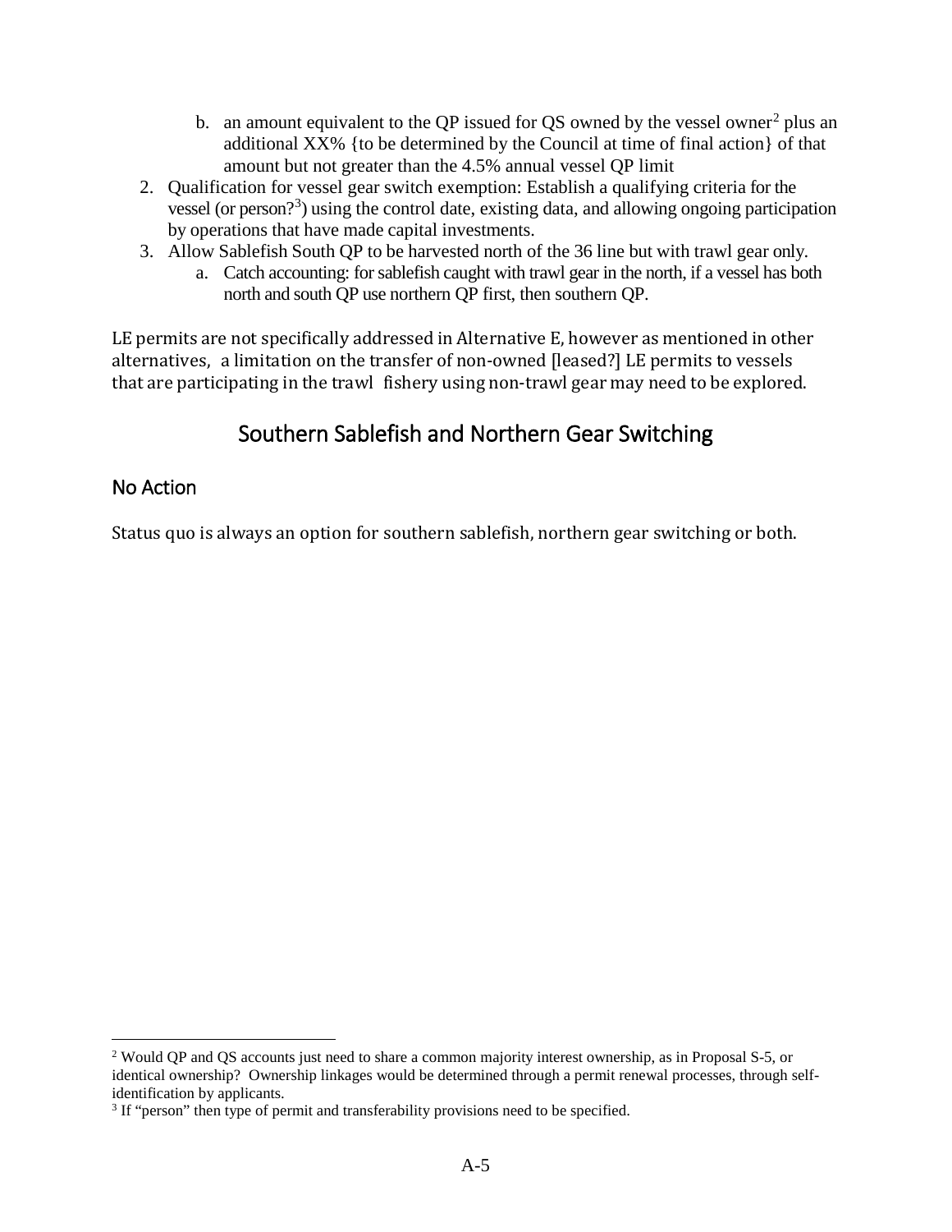b. an amount equivalent to the QP issued for QS owned by the vessel owner[2] plus an additional XX% {to be determined by the Council at time of final action} of that amount but not greater than the 4.5% annual vessel QP limit

2. Qualification for vessel gear switch exemption: Establish a qualifying criteria for the vessel (or person?[3]) using the control date, existing data, and allowing ongoing participation by operations that have made capital investments.
3. Allow Sablefish South QP to be harvested north of the 36 line but with trawl gear only.
   a. Catch accounting: for sablefish caught with trawl gear in the north, if a vessel has both north and south QP use northern QP first, then southern QP.

LE permits are not specifically addressed in Alternative E, however as mentioned in other alternatives, a limitation on the transfer of non-owned [leased?] LE permits to vessels that are participating in the trawl fishery using non-trawl gear may need to be explored.

## Southern Sablefish and Northern Gear Switching

### No Action

Status quo is always an option for southern sablefish, northern gear switching or both.

[2] Would QP and QS accounts just need to share a common majority interest ownership, as in Proposal S-5, or identical ownership? Ownership linkages would be determined through a permit renewal processes, through self-identification by applicants.

[3] If "person" then type of permit and transferability provisions need to be specified.